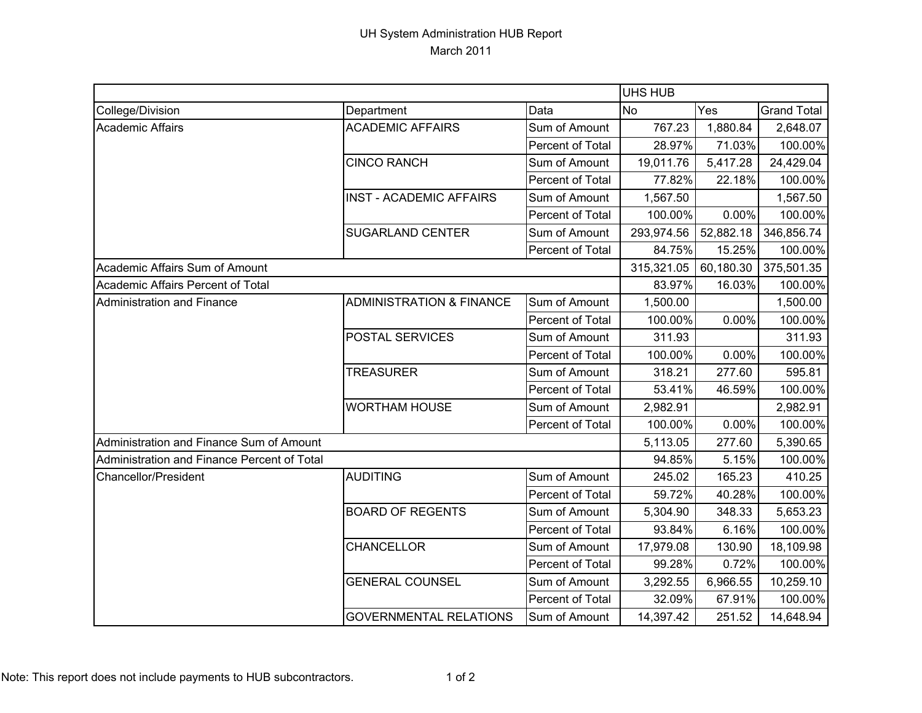# UH System Administration HUB Report

March 2011

| | | | UHS HUB | | |
|---|---|---|---|---|---|
| College/Division | Department | Data | No | Yes | Grand Total |
| Academic Affairs | ACADEMIC AFFAIRS | Sum of Amount | 767.23 | 1,880.84 | 2,648.07 |
| | | Percent of Total | 28.97% | 71.03% | 100.00% |
| | CINCO RANCH | Sum of Amount | 19,011.76 | 5,417.28 | 24,429.04 |
| | | Percent of Total | 77.82% | 22.18% | 100.00% |
| | INST - ACADEMIC AFFAIRS | Sum of Amount | 1,567.50 | | 1,567.50 |
| | | Percent of Total | 100.00% | 0.00% | 100.00% |
| | SUGARLAND CENTER | Sum of Amount | 293,974.56 | 52,882.18 | 346,856.74 |
| | | Percent of Total | 84.75% | 15.25% | 100.00% |
| Academic Affairs Sum of Amount | | | 315,321.05 | 60,180.30 | 375,501.35 |
| Academic Affairs Percent of Total | | | 83.97% | 16.03% | 100.00% |
| Administration and Finance | ADMINISTRATION & FINANCE | Sum of Amount | 1,500.00 | | 1,500.00 |
| | | Percent of Total | 100.00% | 0.00% | 100.00% |
| | POSTAL SERVICES | Sum of Amount | 311.93 | | 311.93 |
| | | Percent of Total | 100.00% | 0.00% | 100.00% |
| | TREASURER | Sum of Amount | 318.21 | 277.60 | 595.81 |
| | | Percent of Total | 53.41% | 46.59% | 100.00% |
| | WORTHAM HOUSE | Sum of Amount | 2,982.91 | | 2,982.91 |
| | | Percent of Total | 100.00% | 0.00% | 100.00% |
| Administration and Finance Sum of Amount | | | 5,113.05 | 277.60 | 5,390.65 |
| Administration and Finance Percent of Total | | | 94.85% | 5.15% | 100.00% |
| Chancellor/President | AUDITING | Sum of Amount | 245.02 | 165.23 | 410.25 |
| | | Percent of Total | 59.72% | 40.28% | 100.00% |
| | BOARD OF REGENTS | Sum of Amount | 5,304.90 | 348.33 | 5,653.23 |
| | | Percent of Total | 93.84% | 6.16% | 100.00% |
| | CHANCELLOR | Sum of Amount | 17,979.08 | 130.90 | 18,109.98 |
| | | Percent of Total | 99.28% | 0.72% | 100.00% |
| | GENERAL COUNSEL | Sum of Amount | 3,292.55 | 6,966.55 | 10,259.10 |
| | | Percent of Total | 32.09% | 67.91% | 100.00% |
| | GOVERNMENTAL RELATIONS | Sum of Amount | 14,397.42 | 251.52 | 14,648.94 |

Note: This report does not include payments to HUB subcontractors.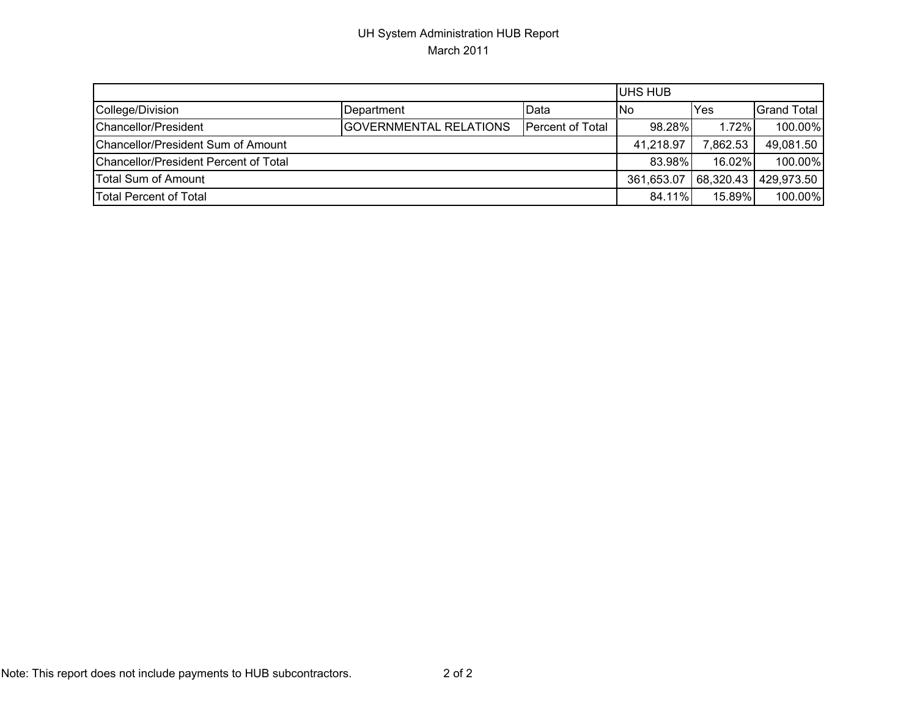UH System Administration HUB Report

March 2011

| | | | UHS HUB | | |
|---|---|---|---|---|---|
| College/Division | Department | Data | No | Yes | Grand Total |
| Chancellor/President | GOVERNMENTAL RELATIONS | Percent of Total | 98.28% | 1.72% | 100.00% |
| Chancellor/President Sum of Amount | | | 41,218.97 | 7,862.53 | 49,081.50 |
| Chancellor/President Percent of Total | | | 83.98% | 16.02% | 100.00% |
| Total Sum of Amount | | | 361,653.07 | 68,320.43 | 429,973.50 |
| Total Percent of Total | | | 84.11% | 15.89% | 100.00% |

Note: This report does not include payments to HUB subcontractors.